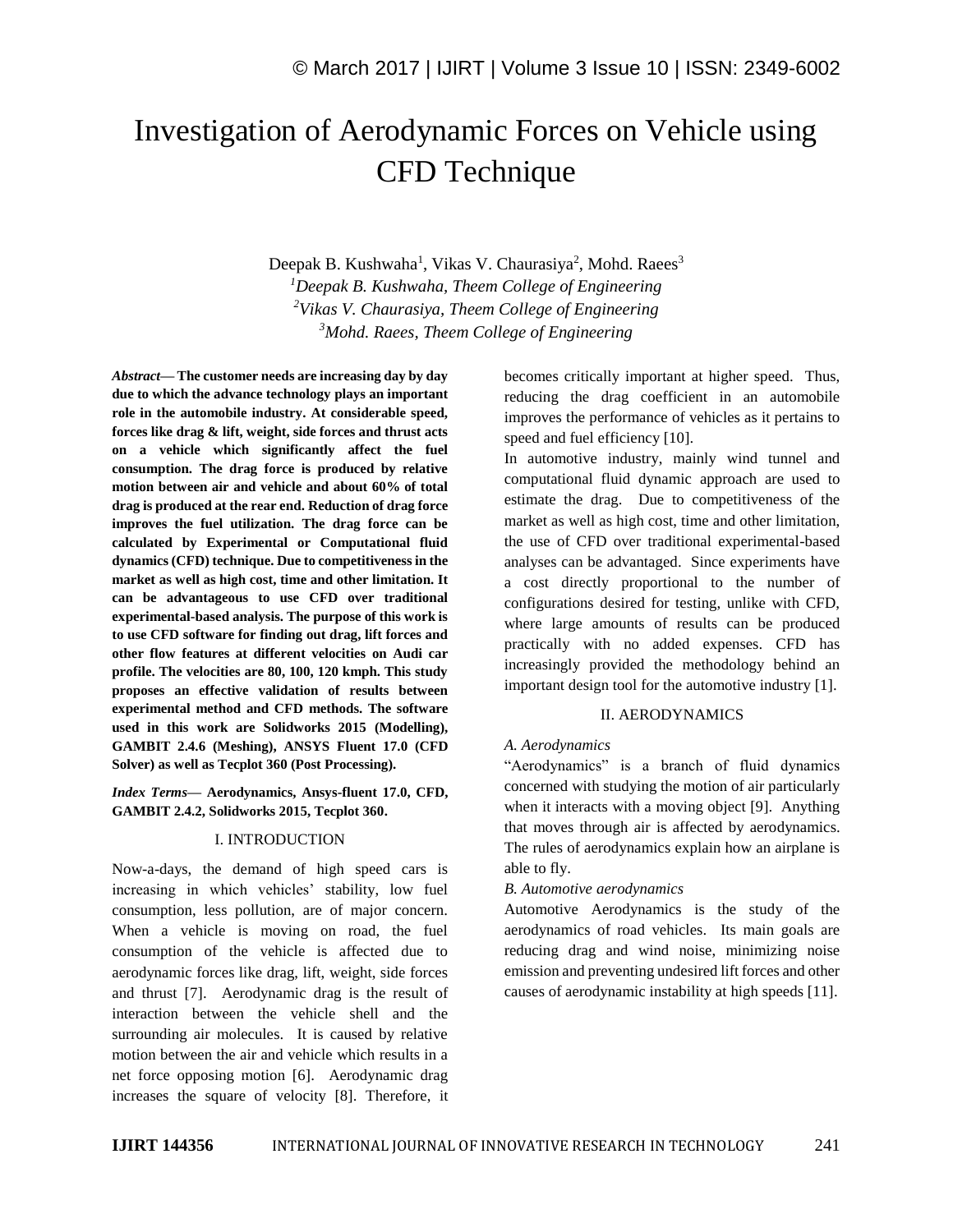# Investigation of Aerodynamic Forces on Vehicle using CFD Technique

Deepak B. Kushwaha[1], Vikas V. Chaurasiya[2], Mohd. Raees[3]

[1]*Deepak B. Kushwaha, Theem College of Engineering*
[2]*Vikas V. Chaurasiya, Theem College of Engineering*
[3]*Mohd. Raees, Theem College of Engineering*

***Abstract*— The customer needs are increasing day by day due to which the advance technology plays an important role in the automobile industry. At considerable speed, forces like drag & lift, weight, side forces and thrust acts on a vehicle which significantly affect the fuel consumption. The drag force is produced by relative motion between air and vehicle and about 60% of total drag is produced at the rear end. Reduction of drag force improves the fuel utilization. The drag force can be calculated by Experimental or Computational fluid dynamics (CFD) technique. Due to competitiveness in the market as well as high cost, time and other limitation. It can be advantageous to use CFD over traditional experimental-based analysis. The purpose of this work is to use CFD software for finding out drag, lift forces and other flow features at different velocities on Audi car profile. The velocities are 80, 100, 120 kmph. This study proposes an effective validation of results between experimental method and CFD methods. The software used in this work are Solidworks 2015 (Modelling), GAMBIT 2.4.6 (Meshing), ANSYS Fluent 17.0 (CFD Solver) as well as Tecplot 360 (Post Processing).**

***Index Terms*— Aerodynamics, Ansys-fluent 17.0, CFD, GAMBIT 2.4.2, Solidworks 2015, Tecplot 360.**

## I. INTRODUCTION

Now-a-days, the demand of high speed cars is increasing in which vehicles' stability, low fuel consumption, less pollution, are of major concern. When a vehicle is moving on road, the fuel consumption of the vehicle is affected due to aerodynamic forces like drag, lift, weight, side forces and thrust [7]. Aerodynamic drag is the result of interaction between the vehicle shell and the surrounding air molecules. It is caused by relative motion between the air and vehicle which results in a net force opposing motion [6]. Aerodynamic drag increases the square of velocity [8]. Therefore, it becomes critically important at higher speed. Thus, reducing the drag coefficient in an automobile improves the performance of vehicles as it pertains to speed and fuel efficiency [10].

In automotive industry, mainly wind tunnel and computational fluid dynamic approach are used to estimate the drag. Due to competitiveness of the market as well as high cost, time and other limitation, the use of CFD over traditional experimental-based analyses can be advantaged. Since experiments have a cost directly proportional to the number of configurations desired for testing, unlike with CFD, where large amounts of results can be produced practically with no added expenses. CFD has increasingly provided the methodology behind an important design tool for the automotive industry [1].

## II. AERODYNAMICS

### *A. Aerodynamics*

"Aerodynamics" is a branch of fluid dynamics concerned with studying the motion of air particularly when it interacts with a moving object [9]. Anything that moves through air is affected by aerodynamics. The rules of aerodynamics explain how an airplane is able to fly.

### *B. Automotive aerodynamics*

Automotive Aerodynamics is the study of the aerodynamics of road vehicles. Its main goals are reducing drag and wind noise, minimizing noise emission and preventing undesired lift forces and other causes of aerodynamic instability at high speeds [11].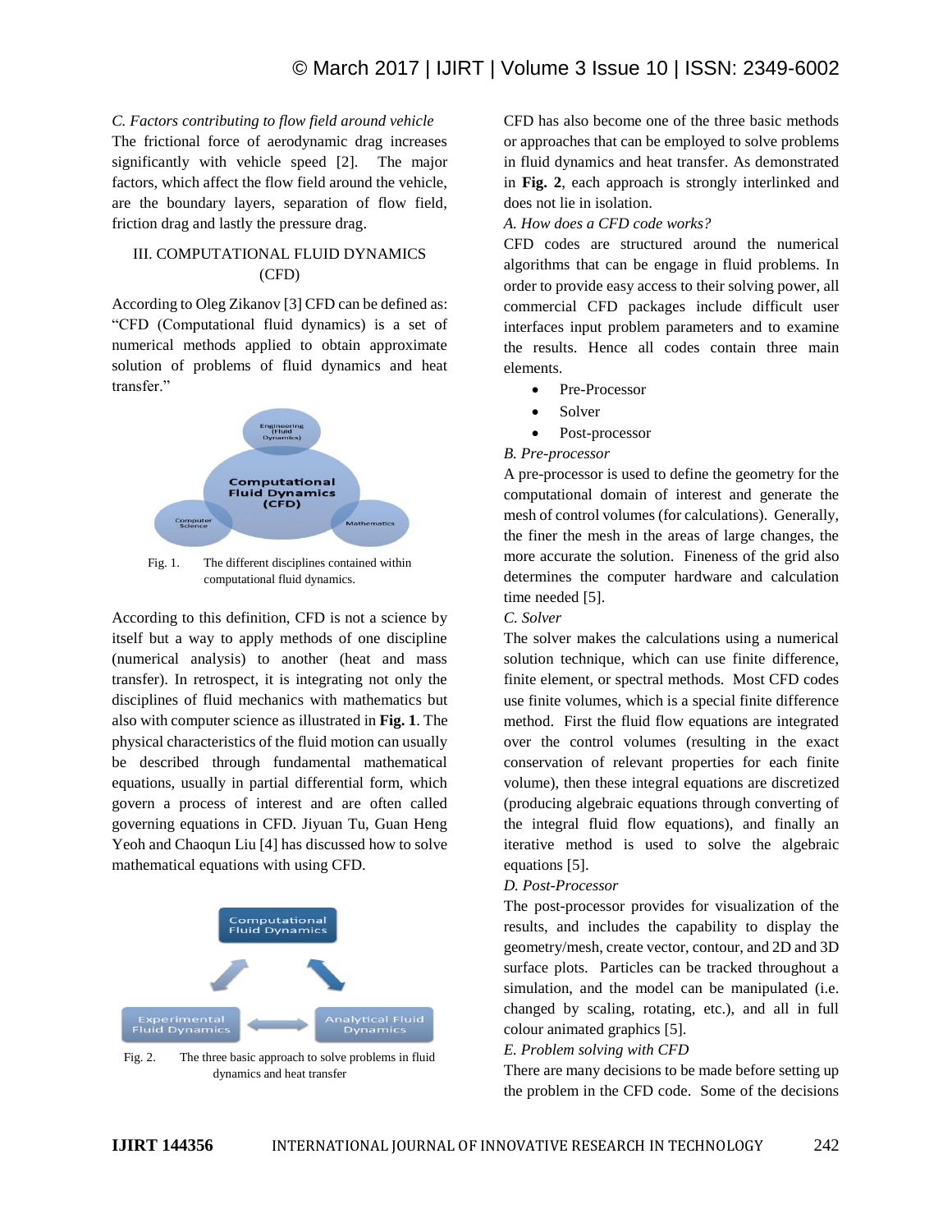*C. Factors contributing to flow field around vehicle*

The frictional force of aerodynamic drag increases significantly with vehicle speed [2]. The major factors, which affect the flow field around the vehicle, are the boundary layers, separation of flow field, friction drag and lastly the pressure drag.

## III. COMPUTATIONAL FLUID DYNAMICS (CFD)

According to Oleg Zikanov [3] CFD can be defined as: "CFD (Computational fluid dynamics) is a set of numerical methods applied to obtain approximate solution of problems of fluid dynamics and heat transfer."

Fig. 1. The different disciplines contained within computational fluid dynamics.

According to this definition, CFD is not a science by itself but a way to apply methods of one discipline (numerical analysis) to another (heat and mass transfer). In retrospect, it is integrating not only the disciplines of fluid mechanics with mathematics but also with computer science as illustrated in **Fig. 1**. The physical characteristics of the fluid motion can usually be described through fundamental mathematical equations, usually in partial differential form, which govern a process of interest and are often called governing equations in CFD. Jiyuan Tu, Guan Heng Yeoh and Chaoqun Liu [4] has discussed how to solve mathematical equations with using CFD.

Fig. 2. The three basic approach to solve problems in fluid dynamics and heat transfer

CFD has also become one of the three basic methods or approaches that can be employed to solve problems in fluid dynamics and heat transfer. As demonstrated in **Fig. 2**, each approach is strongly interlinked and does not lie in isolation.

*A. How does a CFD code works?*

CFD codes are structured around the numerical algorithms that can be engage in fluid problems. In order to provide easy access to their solving power, all commercial CFD packages include difficult user interfaces input problem parameters and to examine the results. Hence all codes contain three main elements.

- Pre-Processor
- Solver
- Post-processor

*B. Pre-processor*

A pre-processor is used to define the geometry for the computational domain of interest and generate the mesh of control volumes (for calculations). Generally, the finer the mesh in the areas of large changes, the more accurate the solution. Fineness of the grid also determines the computer hardware and calculation time needed [5].

*C. Solver*

The solver makes the calculations using a numerical solution technique, which can use finite difference, finite element, or spectral methods. Most CFD codes use finite volumes, which is a special finite difference method. First the fluid flow equations are integrated over the control volumes (resulting in the exact conservation of relevant properties for each finite volume), then these integral equations are discretized (producing algebraic equations through converting of the integral fluid flow equations), and finally an iterative method is used to solve the algebraic equations [5].

*D. Post-Processor*

The post-processor provides for visualization of the results, and includes the capability to display the geometry/mesh, create vector, contour, and 2D and 3D surface plots. Particles can be tracked throughout a simulation, and the model can be manipulated (i.e. changed by scaling, rotating, etc.), and all in full colour animated graphics [5].

*E. Problem solving with CFD*

There are many decisions to be made before setting up the problem in the CFD code. Some of the decisions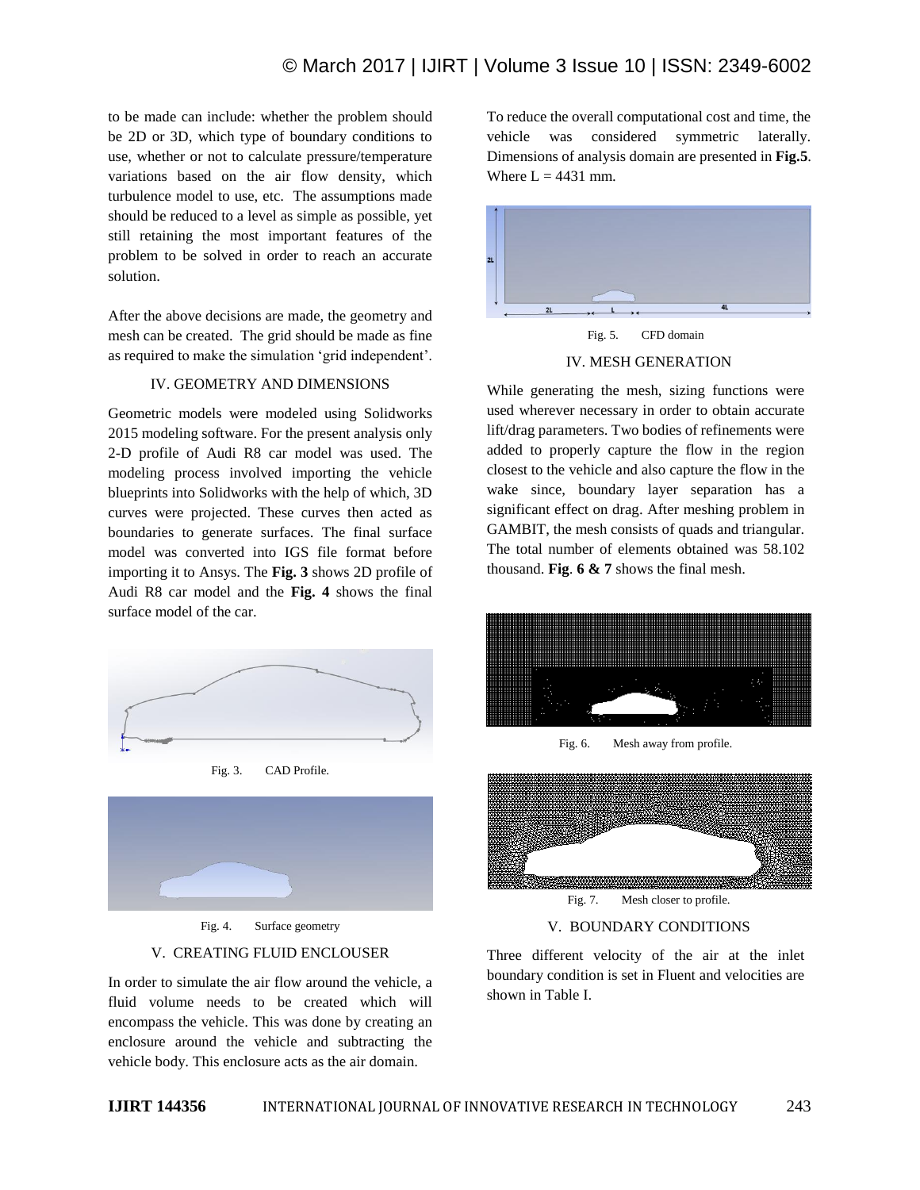to be made can include: whether the problem should be 2D or 3D, which type of boundary conditions to use, whether or not to calculate pressure/temperature variations based on the air flow density, which turbulence model to use, etc. The assumptions made should be reduced to a level as simple as possible, yet still retaining the most important features of the problem to be solved in order to reach an accurate solution.

After the above decisions are made, the geometry and mesh can be created. The grid should be made as fine as required to make the simulation 'grid independent'.

## IV. GEOMETRY AND DIMENSIONS

Geometric models were modeled using Solidworks 2015 modeling software. For the present analysis only 2-D profile of Audi R8 car model was used. The modeling process involved importing the vehicle blueprints into Solidworks with the help of which, 3D curves were projected. These curves then acted as boundaries to generate surfaces. The final surface model was converted into IGS file format before importing it to Ansys. The **Fig. 3** shows 2D profile of Audi R8 car model and the **Fig. 4** shows the final surface model of the car.

Fig. 3. CAD Profile.

Fig. 4. Surface geometry

## V. CREATING FLUID ENCLOUSER

In order to simulate the air flow around the vehicle, a fluid volume needs to be created which will encompass the vehicle. This was done by creating an enclosure around the vehicle and subtracting the vehicle body. This enclosure acts as the air domain.

To reduce the overall computational cost and time, the vehicle was considered symmetric laterally. Dimensions of analysis domain are presented in **Fig.5**. Where L = 4431 mm.

Fig. 5. CFD domain

## IV. MESH GENERATION

While generating the mesh, sizing functions were used wherever necessary in order to obtain accurate lift/drag parameters. Two bodies of refinements were added to properly capture the flow in the region closest to the vehicle and also capture the flow in the wake since, boundary layer separation has a significant effect on drag. After meshing problem in GAMBIT, the mesh consists of quads and triangular. The total number of elements obtained was 58.102 thousand. **Fig**. **6 & 7** shows the final mesh.

Fig. 6. Mesh away from profile.

Fig. 7. Mesh closer to profile.

## V. BOUNDARY CONDITIONS

Three different velocity of the air at the inlet boundary condition is set in Fluent and velocities are shown in Table I.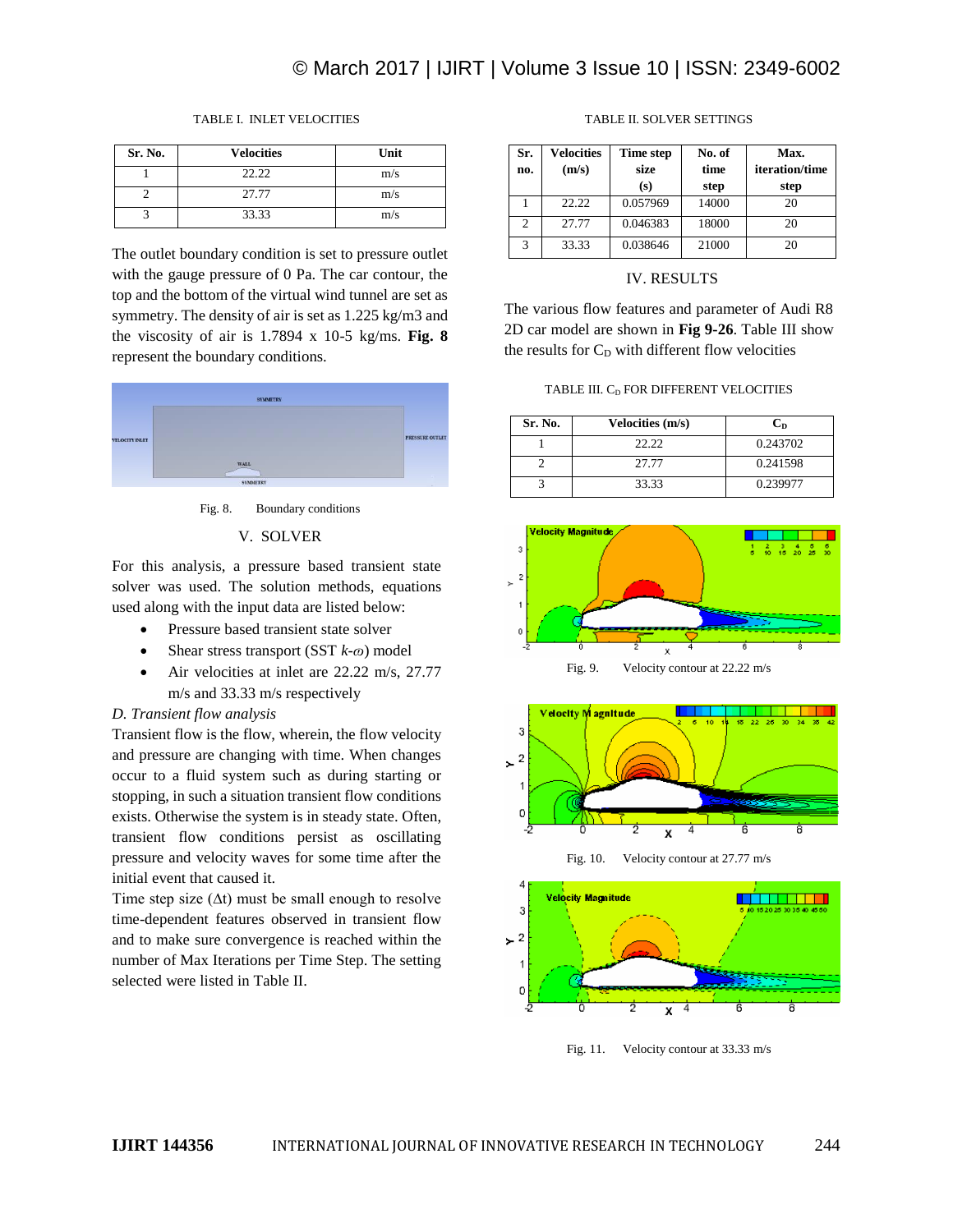TABLE I. INLET VELOCITIES

| Sr. No. | Velocities | Unit |
| --- | --- | --- |
| 1 | 22.22 | m/s |
| 2 | 27.77 | m/s |
| 3 | 33.33 | m/s |

The outlet boundary condition is set to pressure outlet with the gauge pressure of 0 Pa. The car contour, the top and the bottom of the virtual wind tunnel are set as symmetry. The density of air is set as 1.225 kg/m3 and the viscosity of air is 1.7894 x 10-5 kg/ms. **Fig. 8** represent the boundary conditions.

Fig. 8. Boundary conditions

## V. SOLVER

For this analysis, a pressure based transient state solver was used. The solution methods, equations used along with the input data are listed below:

- Pressure based transient state solver
- Shear stress transport (SST $k$-$\omega$) model
- Air velocities at inlet are 22.22 m/s, 27.77 m/s and 33.33 m/s respectively

### *D. Transient flow analysis*

Transient flow is the flow, wherein, the flow velocity and pressure are changing with time. When changes occur to a fluid system such as during starting or stopping, in such a situation transient flow conditions exists. Otherwise the system is in steady state. Often, transient flow conditions persist as oscillating pressure and velocity waves for some time after the initial event that caused it.

Time step size ($\Delta t$) must be small enough to resolve time-dependent features observed in transient flow and to make sure convergence is reached within the number of Max Iterations per Time Step. The setting selected were listed in Table II.

TABLE II. SOLVER SETTINGS

| Sr. no. | Velocities (m/s) | Time step size (s) | No. of time step | Max. iteration/time step |
| --- | --- | --- | --- | --- |
| 1 | 22.22 | 0.057969 | 14000 | 20 |
| 2 | 27.77 | 0.046383 | 18000 | 20 |
| 3 | 33.33 | 0.038646 | 21000 | 20 |

## IV. RESULTS

The various flow features and parameter of Audi R8 2D car model are shown in **Fig 9-26**. Table III show the results for $C_D$ with different flow velocities

TABLE III. $C_D$ FOR DIFFERENT VELOCITIES

| Sr. No. | Velocities (m/s) | $C_D$ |
| --- | --- | --- |
| 1 | 22.22 | 0.243702 |
| 2 | 27.77 | 0.241598 |
| 3 | 33.33 | 0.239977 |

Fig. 9. Velocity contour at 22.22 m/s

Fig. 10. Velocity contour at 27.77 m/s

Fig. 11. Velocity contour at 33.33 m/s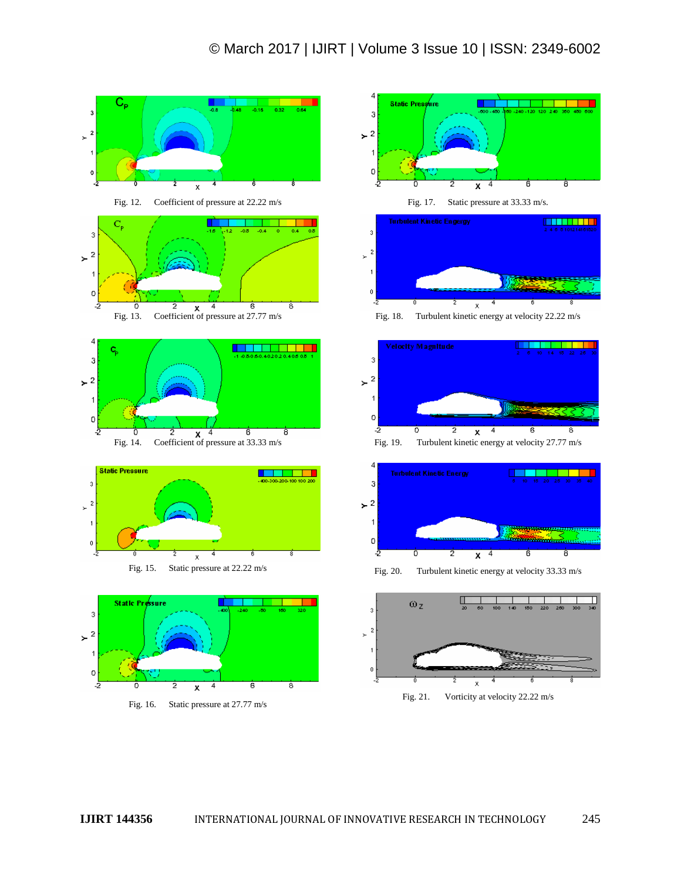Fig. 12. Coefficient of pressure at 22.22 m/s

Fig. 13. Coefficient of pressure at 27.77 m/s

Fig. 14. Coefficient of pressure at 33.33 m/s

Fig. 15. Static pressure at 22.22 m/s

Fig. 16. Static pressure at 27.77 m/s

Fig. 17. Static pressure at 33.33 m/s.

Fig. 18. Turbulent kinetic energy at velocity 22.22 m/s

Fig. 19. Turbulent kinetic energy at velocity 27.77 m/s

Fig. 20. Turbulent kinetic energy at velocity 33.33 m/s

Fig. 21. Vorticity at velocity 22.22 m/s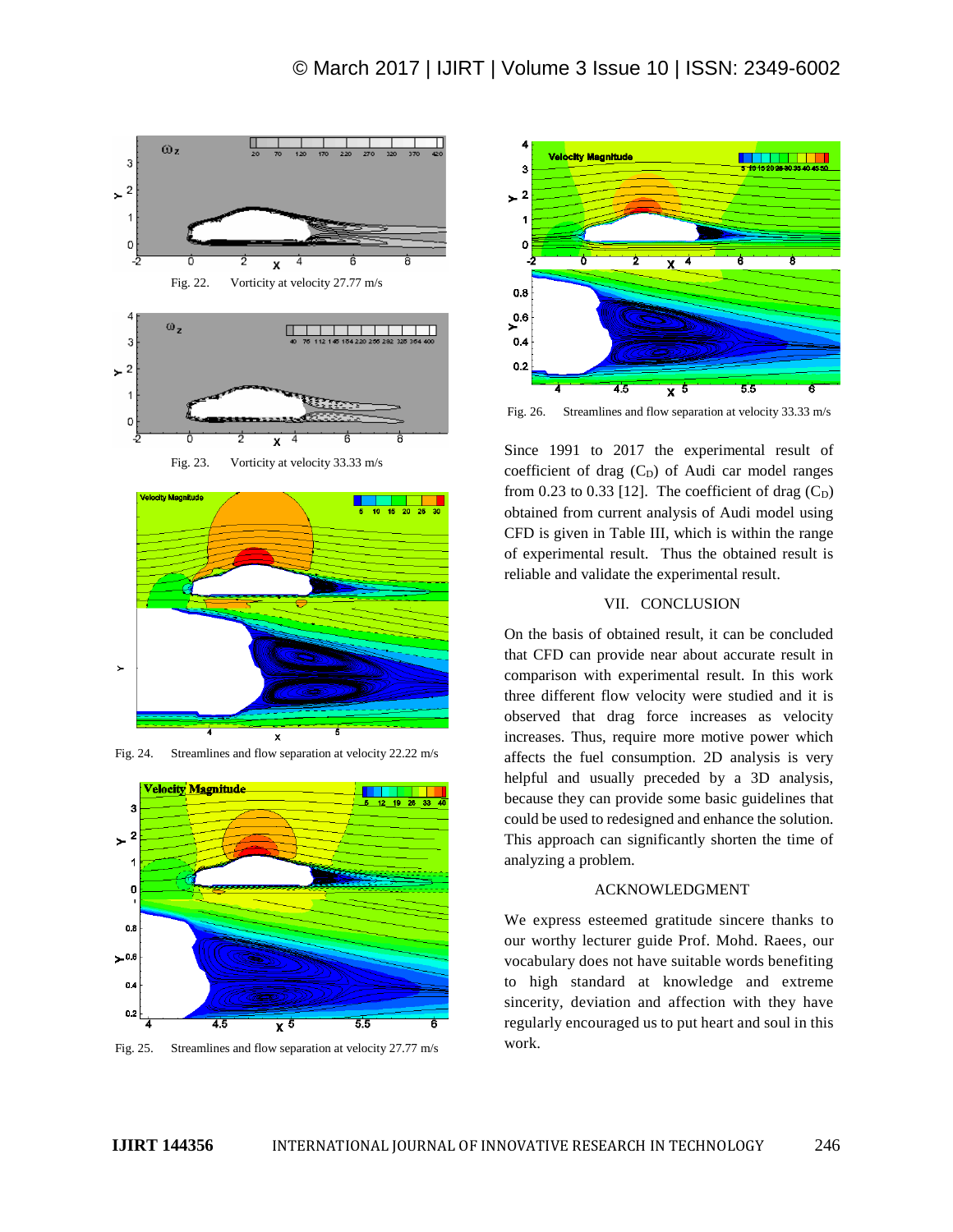Fig. 22. Vorticity at velocity 27.77 m/s

Fig. 23. Vorticity at velocity 33.33 m/s

Fig. 24. Streamlines and flow separation at velocity 22.22 m/s

Fig. 25. Streamlines and flow separation at velocity 27.77 m/s

Fig. 26. Streamlines and flow separation at velocity 33.33 m/s

Since 1991 to 2017 the experimental result of coefficient of drag ($C_D$) of Audi car model ranges from 0.23 to 0.33 [12]. The coefficient of drag ($C_D$) obtained from current analysis of Audi model using CFD is given in Table III, which is within the range of experimental result. Thus the obtained result is reliable and validate the experimental result.

## VII. CONCLUSION

On the basis of obtained result, it can be concluded that CFD can provide near about accurate result in comparison with experimental result. In this work three different flow velocity were studied and it is observed that drag force increases as velocity increases. Thus, require more motive power which affects the fuel consumption. 2D analysis is very helpful and usually preceded by a 3D analysis, because they can provide some basic guidelines that could be used to redesigned and enhance the solution. This approach can significantly shorten the time of analyzing a problem.

## ACKNOWLEDGMENT

We express esteemed gratitude sincere thanks to our worthy lecturer guide Prof. Mohd. Raees, our vocabulary does not have suitable words benefiting to high standard at knowledge and extreme sincerity, deviation and affection with they have regularly encouraged us to put heart and soul in this work.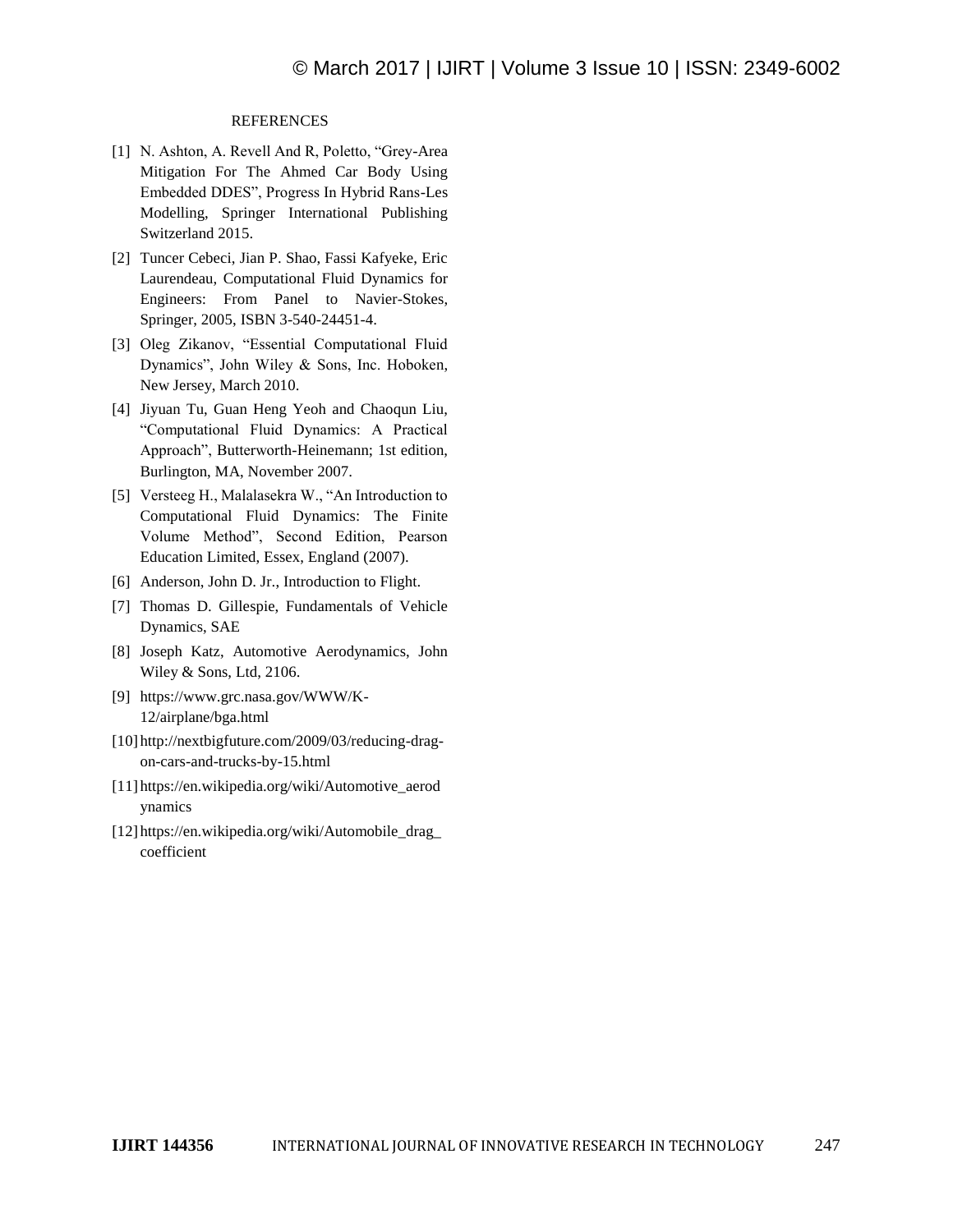## REFERENCES

[1] N. Ashton, A. Revell And R, Poletto, "Grey-Area Mitigation For The Ahmed Car Body Using Embedded DDES", Progress In Hybrid Rans-Les Modelling, Springer International Publishing Switzerland 2015.

[2] Tuncer Cebeci, Jian P. Shao, Fassi Kafyeke, Eric Laurendeau, Computational Fluid Dynamics for Engineers: From Panel to Navier-Stokes, Springer, 2005, ISBN 3-540-24451-4.

[3] Oleg Zikanov, "Essential Computational Fluid Dynamics", John Wiley & Sons, Inc. Hoboken, New Jersey, March 2010.

[4] Jiyuan Tu, Guan Heng Yeoh and Chaoqun Liu, "Computational Fluid Dynamics: A Practical Approach", Butterworth-Heinemann; 1st edition, Burlington, MA, November 2007.

[5] Versteeg H., Malalasekra W., "An Introduction to Computational Fluid Dynamics: The Finite Volume Method", Second Edition, Pearson Education Limited, Essex, England (2007).

[6] Anderson, John D. Jr., Introduction to Flight.

[7] Thomas D. Gillespie, Fundamentals of Vehicle Dynamics, SAE

[8] Joseph Katz, Automotive Aerodynamics, John Wiley & Sons, Ltd, 2106.

[9] https://www.grc.nasa.gov/WWW/K-12/airplane/bga.html

[10] http://nextbigfuture.com/2009/03/reducing-drag-on-cars-and-trucks-by-15.html

[11] https://en.wikipedia.org/wiki/Automotive_aerodynamics

[12] https://en.wikipedia.org/wiki/Automobile_drag_coefficient